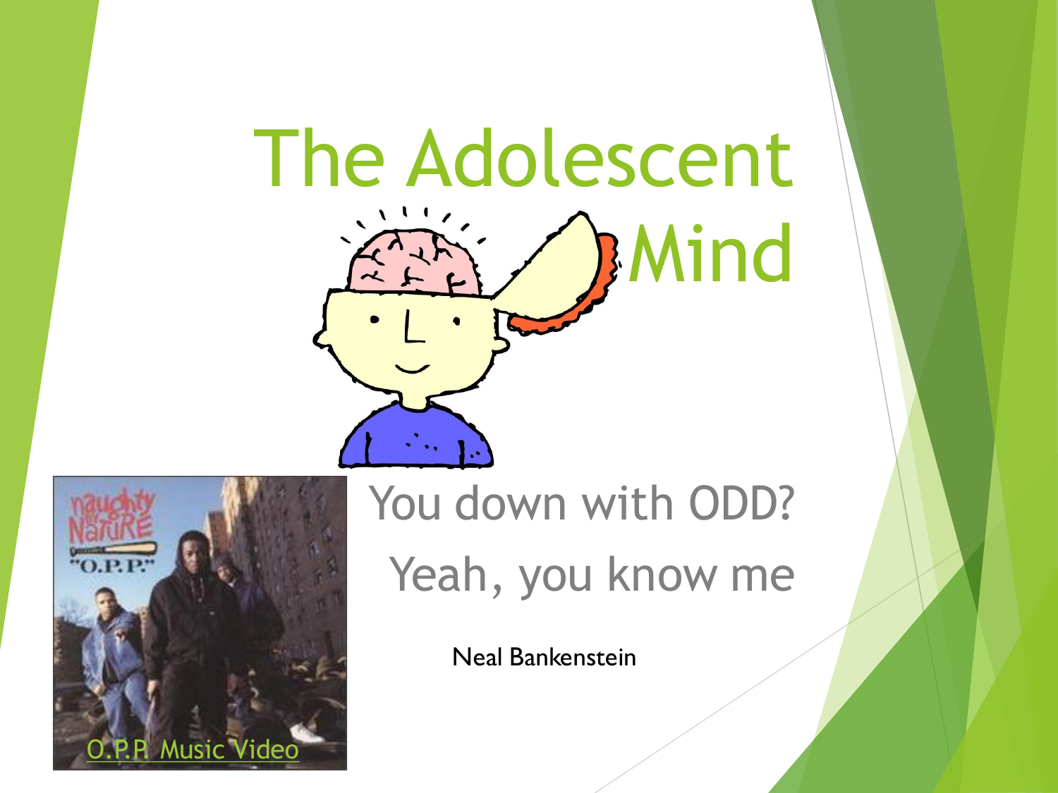# The Adolescent Mind

## You down with ODD?
## Yeah, you know me

Neal Bankenstein

O.P.P. Music Video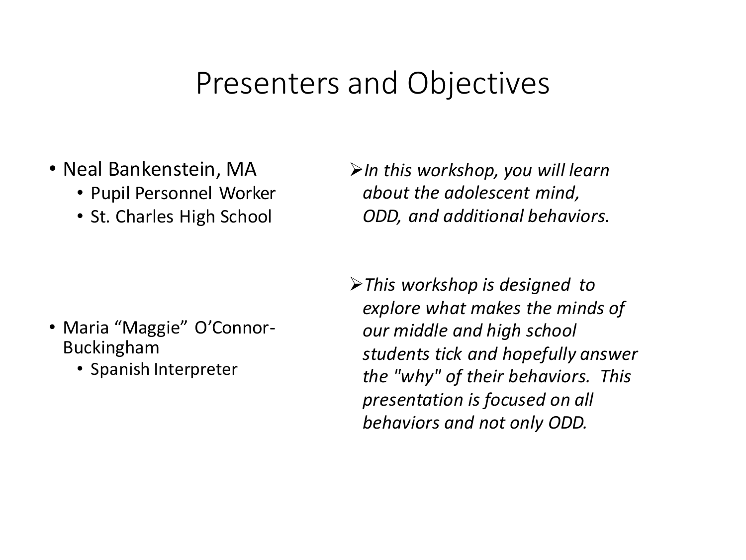# Presenters and Objectives

- Neal Bankenstein, MA
  - Pupil Personnel Worker
  - St. Charles High School

- Maria "Maggie" O'Connor-Buckingham
  - Spanish Interpreter

- *In this workshop, you will learn about the adolescent mind, ODD, and additional behaviors.*

- *This workshop is designed to explore what makes the minds of our middle and high school students tick and hopefully answer the "why" of their behaviors. This presentation is focused on all behaviors and not only ODD.*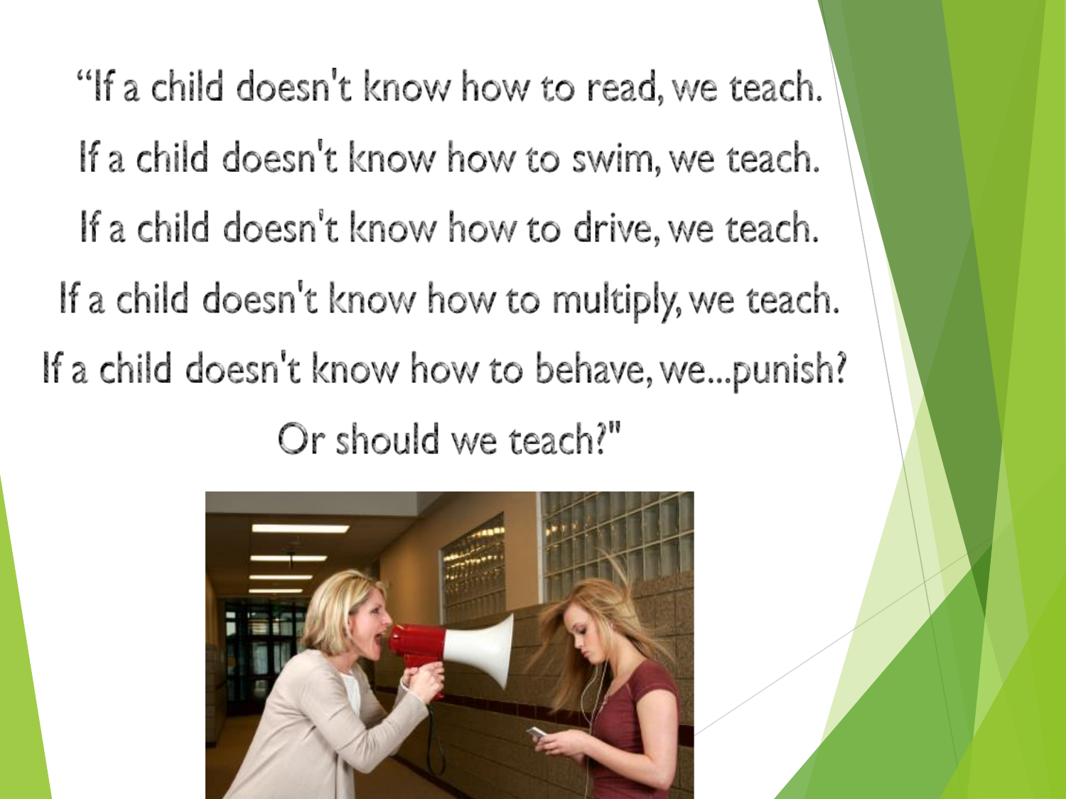"If a child doesn't know how to read, we teach.

If a child doesn't know how to swim, we teach.

If a child doesn't know how to drive, we teach.

If a child doesn't know how to multiply, we teach.

If a child doesn't know how to behave, we...punish?

Or should we teach?"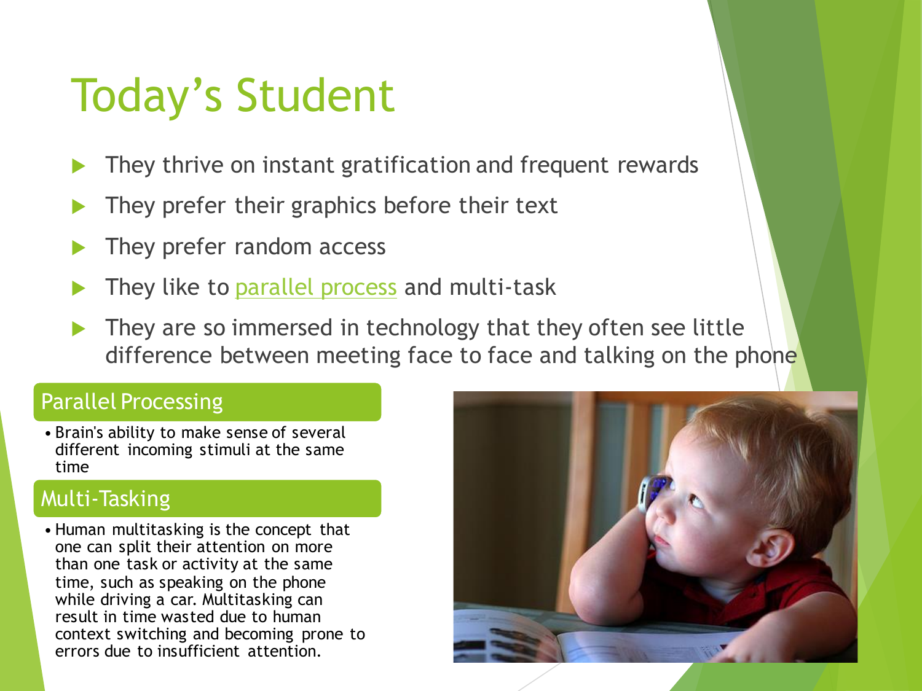# Today's Student

- They thrive on instant gratification and frequent rewards
- They prefer their graphics before their text
- They prefer random access
- They like to parallel process and multi-task
- They are so immersed in technology that they often see little difference between meeting face to face and talking on the phone

## Parallel Processing

- Brain's ability to make sense of several different incoming stimuli at the same time

## Multi-Tasking

- Human multitasking is the concept that one can split their attention on more than one task or activity at the same time, such as speaking on the phone while driving a car. Multitasking can result in time wasted due to human context switching and becoming prone to errors due to insufficient attention.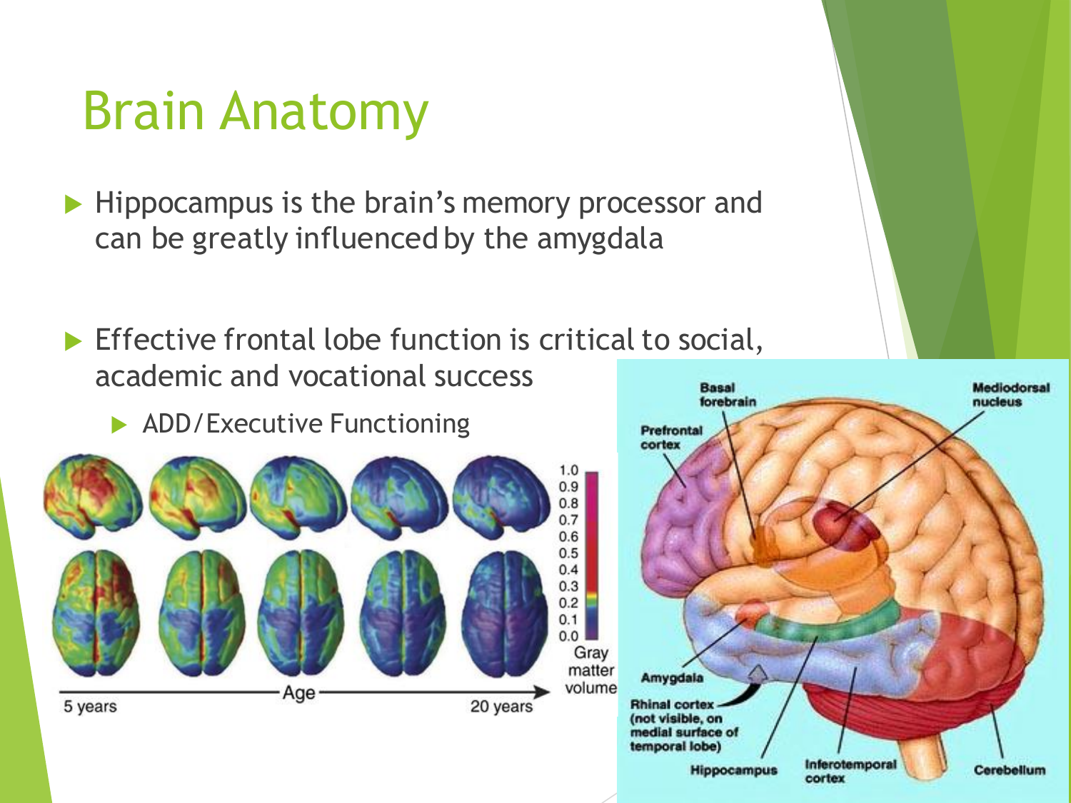# Brain Anatomy

- Hippocampus is the brain's memory processor and can be greatly influenced by the amygdala

- Effective frontal lobe function is critical to social, academic and vocational success
  - ADD/Executive Functioning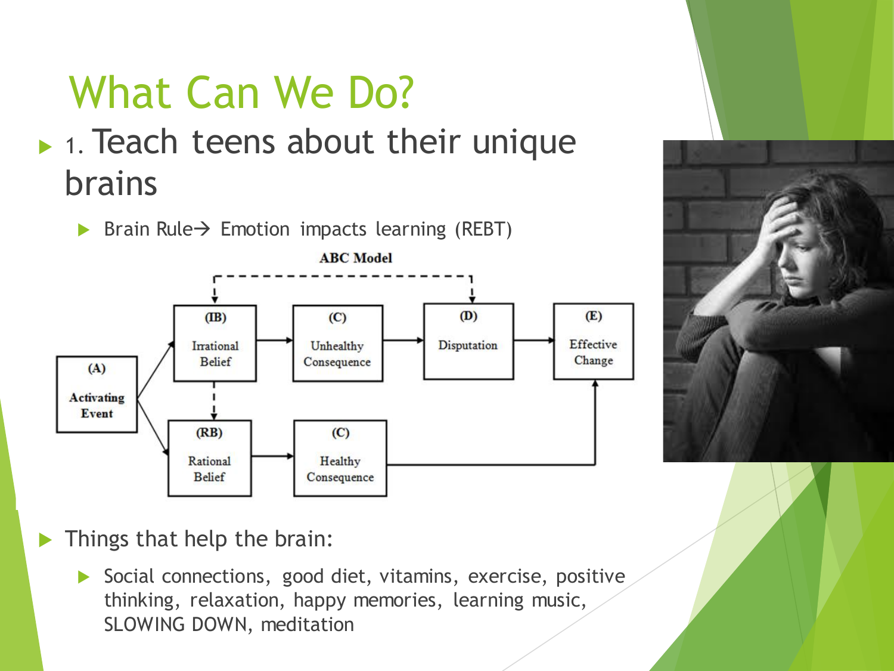# What Can We Do?

- 1. Teach teens about their unique brains
  - Brain Rule→ Emotion impacts learning (REBT)

ABC Model

(A) Activating Event → (IB) Irrational Belief → (C) Unhealthy Consequence → (D) Disputation → (E) Effective Change

(A) Activating Event → (RB) Rational Belief → (C) Healthy Consequence → (E) Effective Change

- Things that help the brain:
  - Social connections, good diet, vitamins, exercise, positive thinking, relaxation, happy memories, learning music, SLOWING DOWN, meditation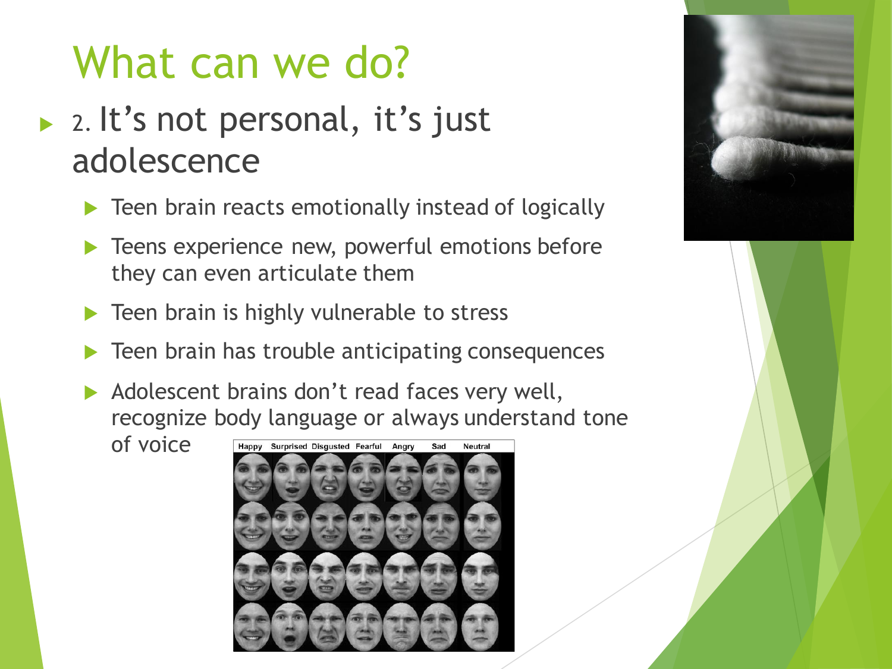# What can we do?

- 2. It's not personal, it's just adolescence
  - Teen brain reacts emotionally instead of logically
  - Teens experience new, powerful emotions before they can even articulate them
  - Teen brain is highly vulnerable to stress
  - Teen brain has trouble anticipating consequences
  - Adolescent brains don't read faces very well, recognize body language or always understand tone of voice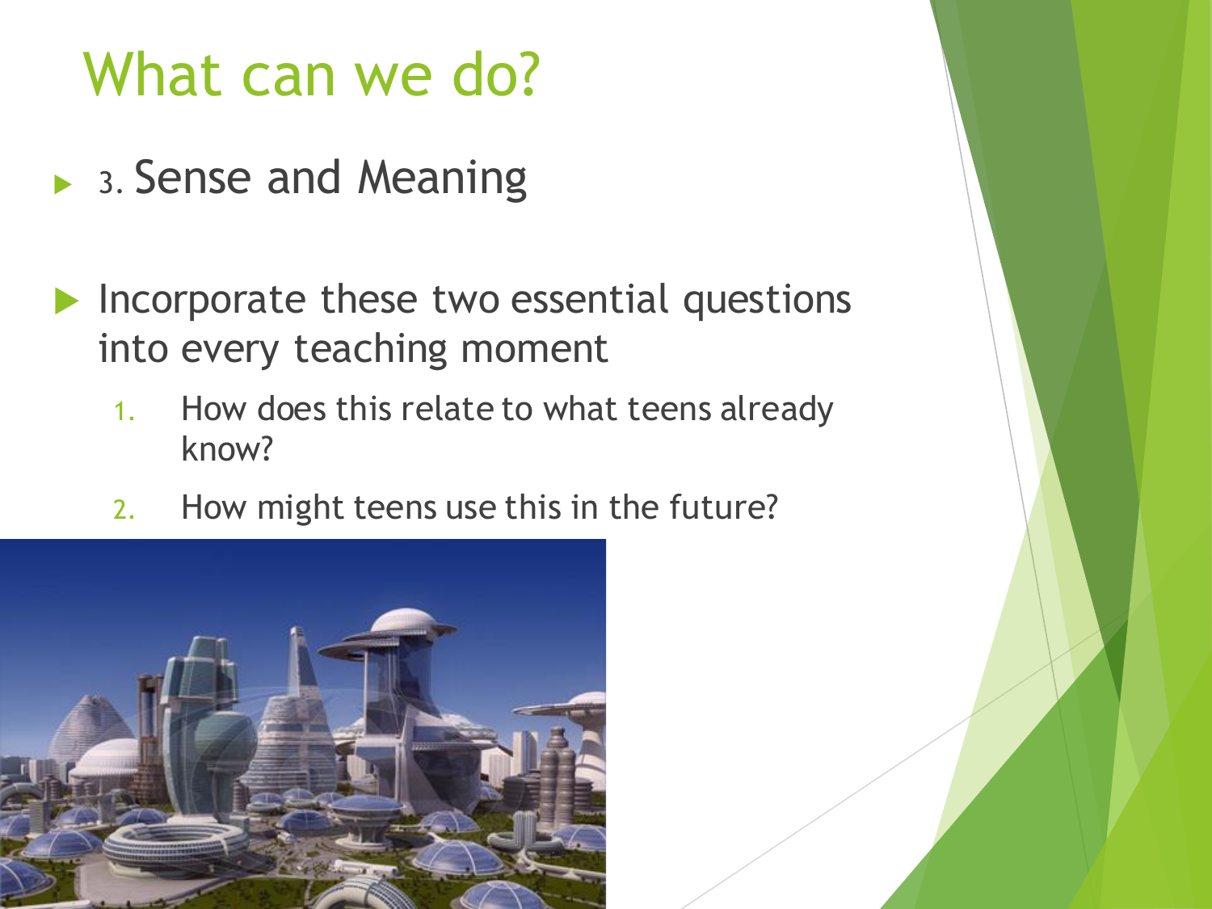# What can we do?

- 3. Sense and Meaning

- Incorporate these two essential questions into every teaching moment
  1. How does this relate to what teens already know?
  2. How might teens use this in the future?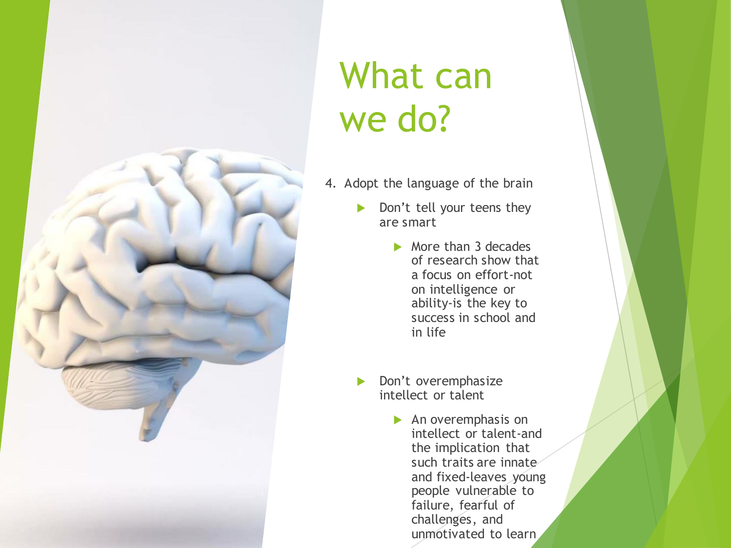# What can we do?

4. Adopt the language of the brain
   - Don't tell your teens they are smart
     - More than 3 decades of research show that a focus on effort-not on intelligence or ability-is the key to success in school and in life
   - Don't overemphasize intellect or talent
     - An overemphasis on intellect or talent-and the implication that such traits are innate and fixed-leaves young people vulnerable to failure, fearful of challenges, and unmotivated to learn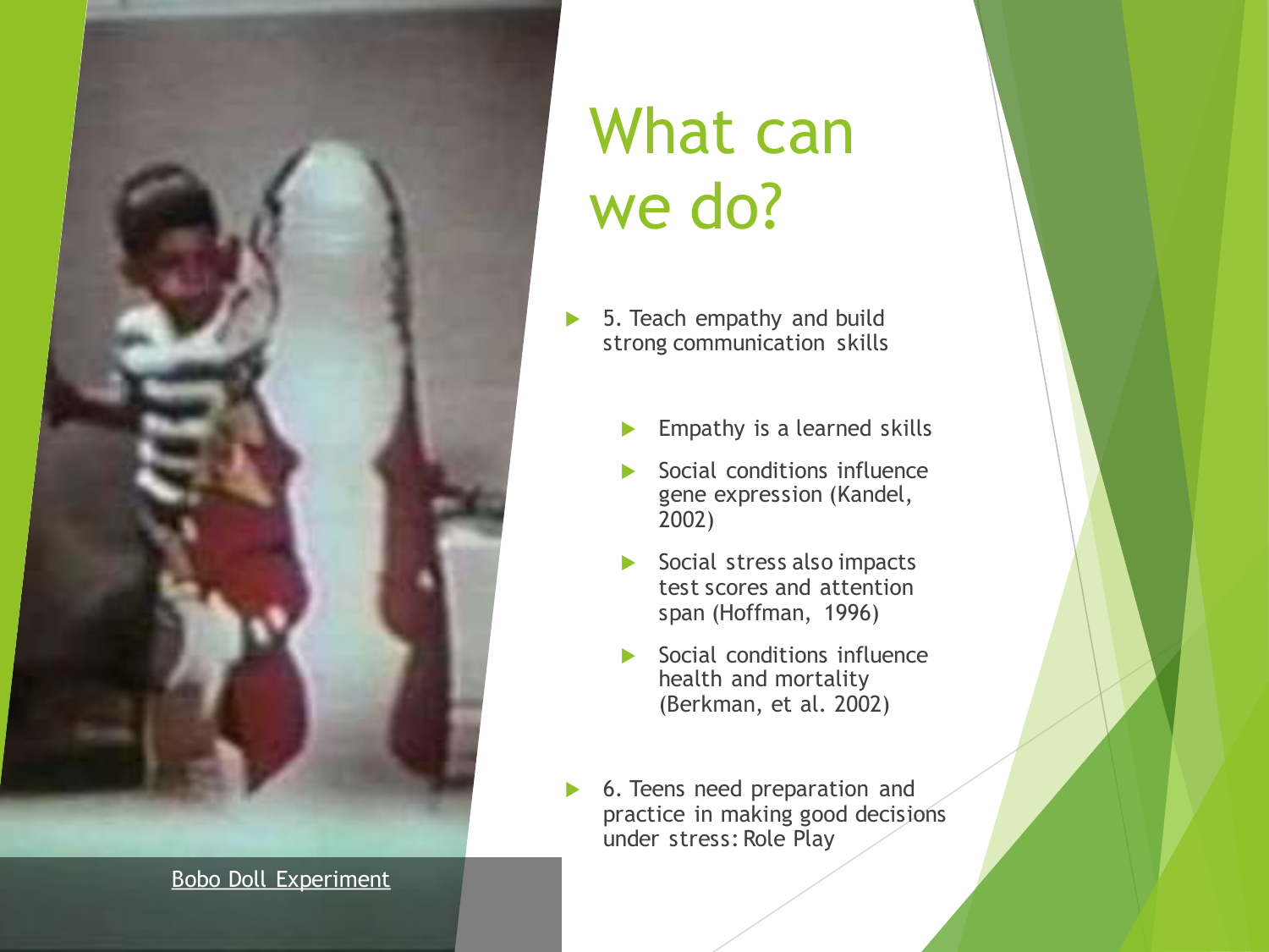# What can we do?

- 5. Teach empathy and build strong communication skills
  - Empathy is a learned skills
  - Social conditions influence gene expression (Kandel, 2002)
  - Social stress also impacts test scores and attention span (Hoffman, 1996)
  - Social conditions influence health and mortality (Berkman, et al. 2002)
- 6. Teens need preparation and practice in making good decisions under stress: Role Play

Bobo Doll Experiment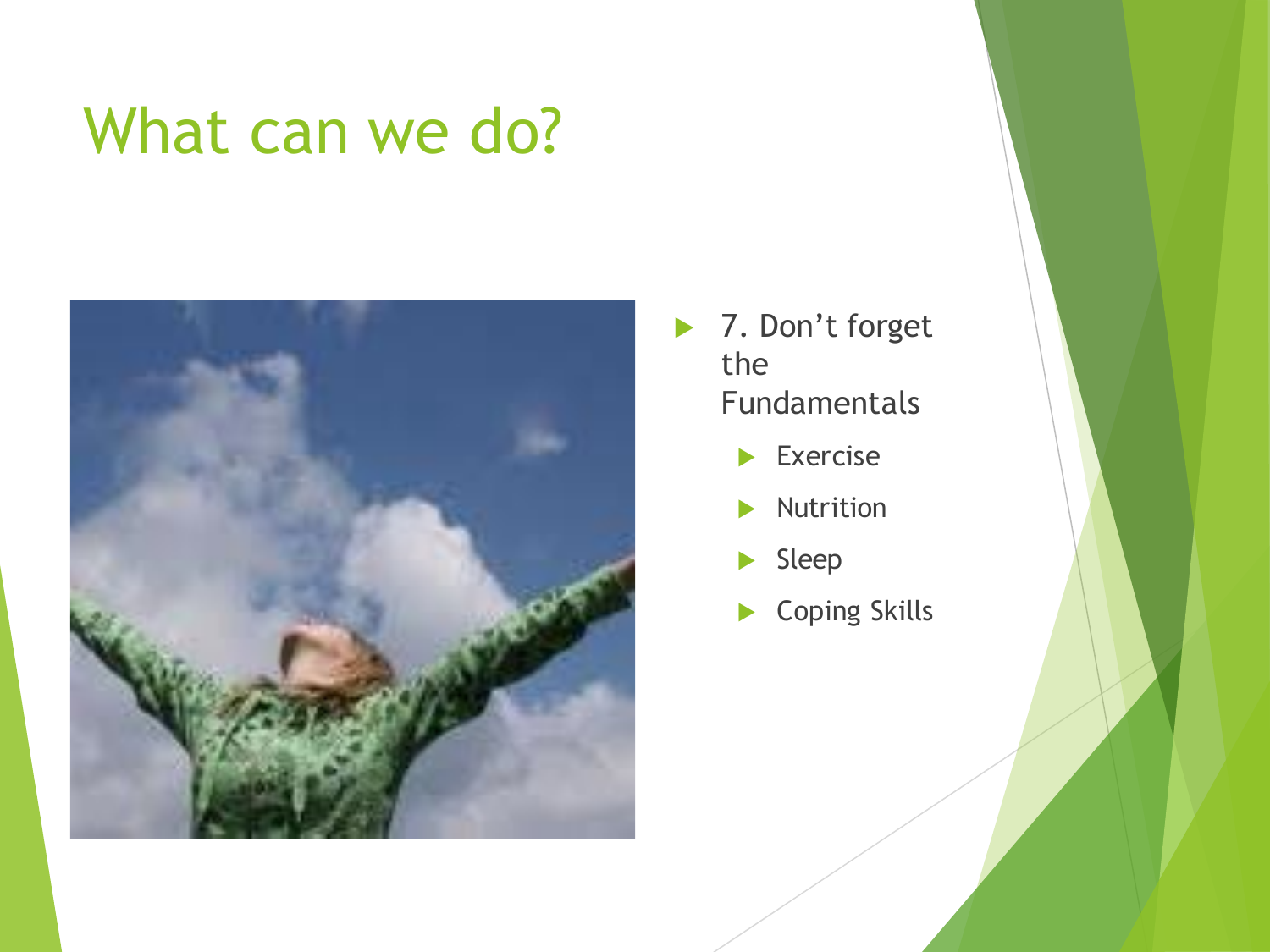# What can we do?

- 7. Don't forget the Fundamentals
  - Exercise
  - Nutrition
  - Sleep
  - Coping Skills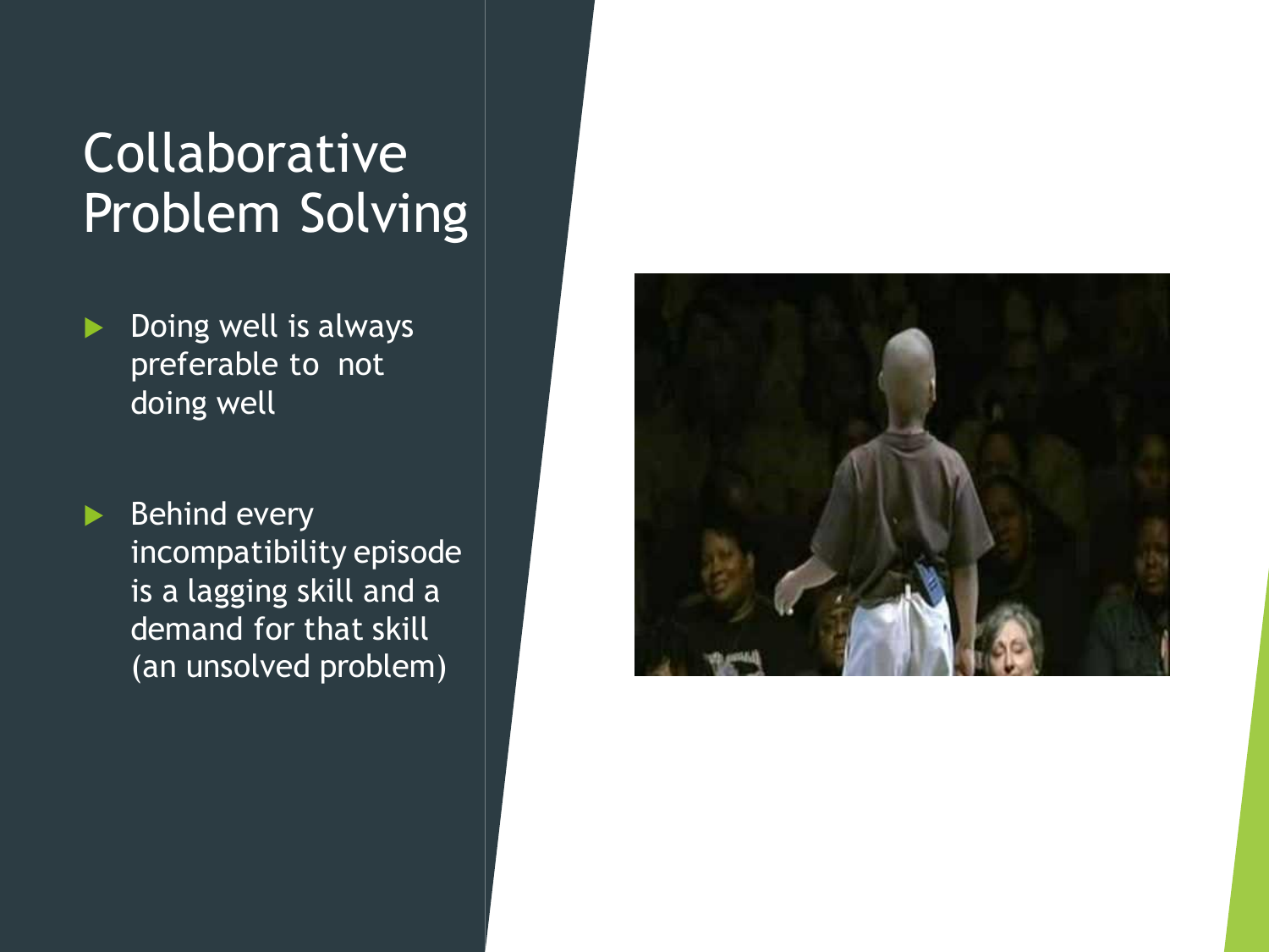# Collaborative Problem Solving

- Doing well is always preferable to not doing well
- Behind every incompatibility episode is a lagging skill and a demand for that skill (an unsolved problem)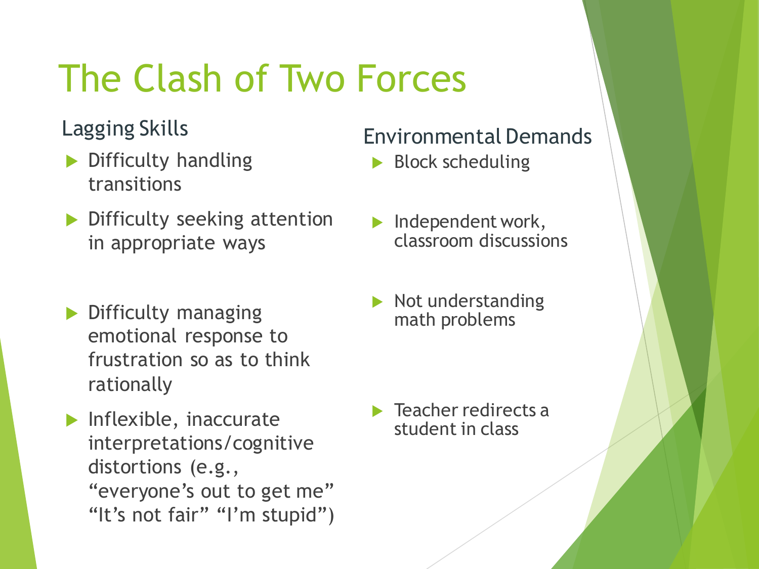# The Clash of Two Forces

## Lagging Skills

- Difficulty handling transitions
- Difficulty seeking attention in appropriate ways
- Difficulty managing emotional response to frustration so as to think rationally
- Inflexible, inaccurate interpretations/cognitive distortions (e.g., "everyone's out to get me" "It's not fair" "I'm stupid")

## Environmental Demands

- Block scheduling
- Independent work, classroom discussions
- Not understanding math problems
- Teacher redirects a student in class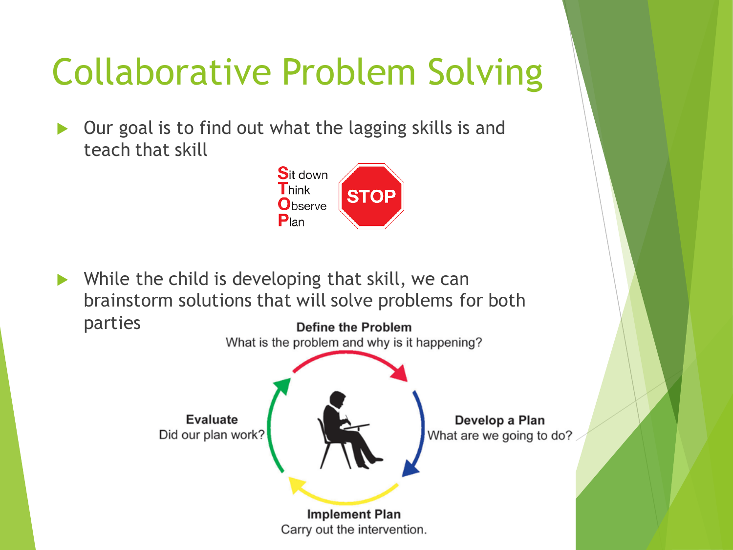# Collaborative Problem Solving

- Our goal is to find out what the lagging skills is and teach that skill

**S**it down
**T**hink
**O**bserve
**P**lan

STOP

- While the child is developing that skill, we can brainstorm solutions that will solve problems for both parties

**Define the Problem**
What is the problem and why is it happening?

**Develop a Plan**
What are we going to do?

**Implement Plan**
Carry out the intervention.

**Evaluate**
Did our plan work?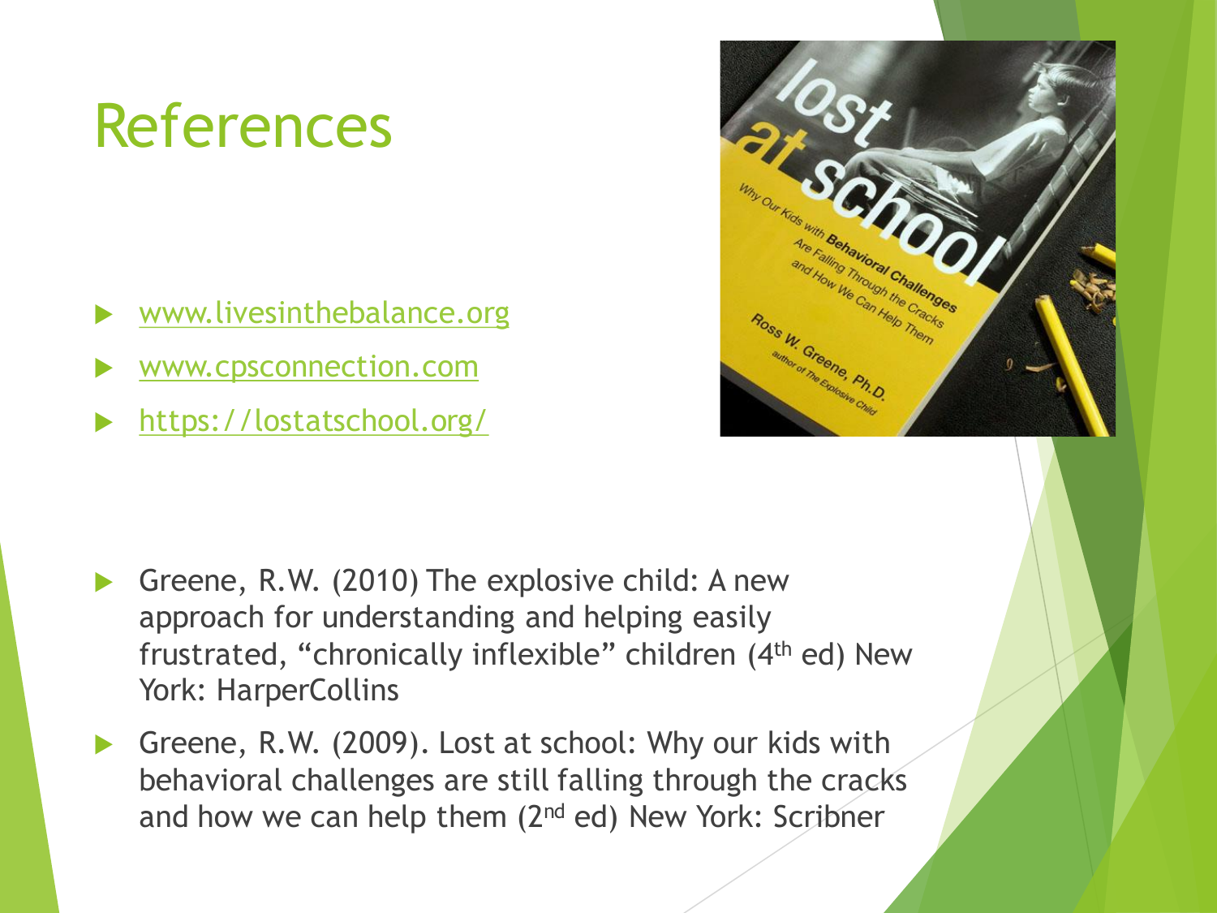# References

- www.livesinthebalance.org
- www.cpsconnection.com
- https://lostatschool.org/

- Greene, R.W. (2010) The explosive child: A new approach for understanding and helping easily frustrated, "chronically inflexible" children (4th ed) New York: HarperCollins
- Greene, R.W. (2009). Lost at school: Why our kids with behavioral challenges are still falling through the cracks and how we can help them (2nd ed) New York: Scribner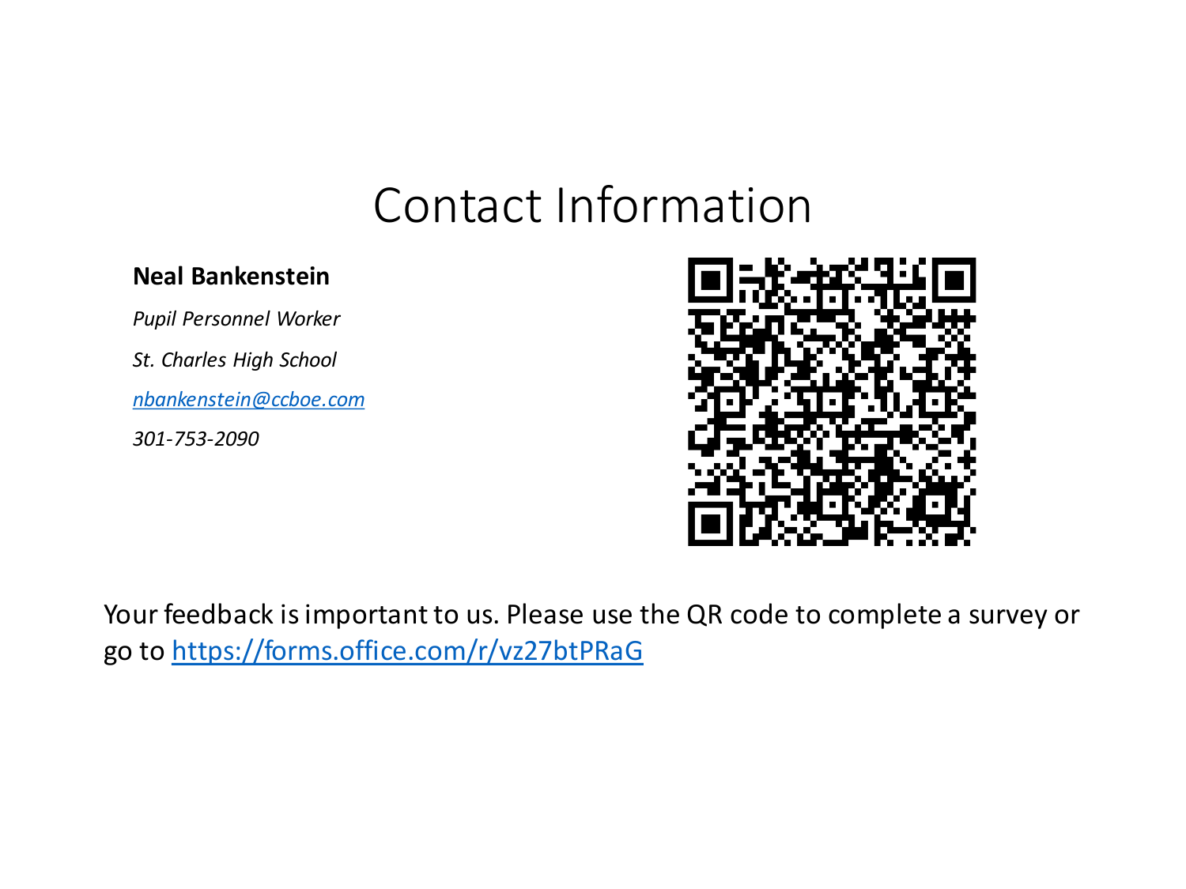# Contact Information

**Neal Bankenstein**

*Pupil Personnel Worker*

*St. Charles High School*

*nbankenstein@ccboe.com*

*301-753-2090*

Your feedback is important to us. Please use the QR code to complete a survey or go to https://forms.office.com/r/vz27btPRaG